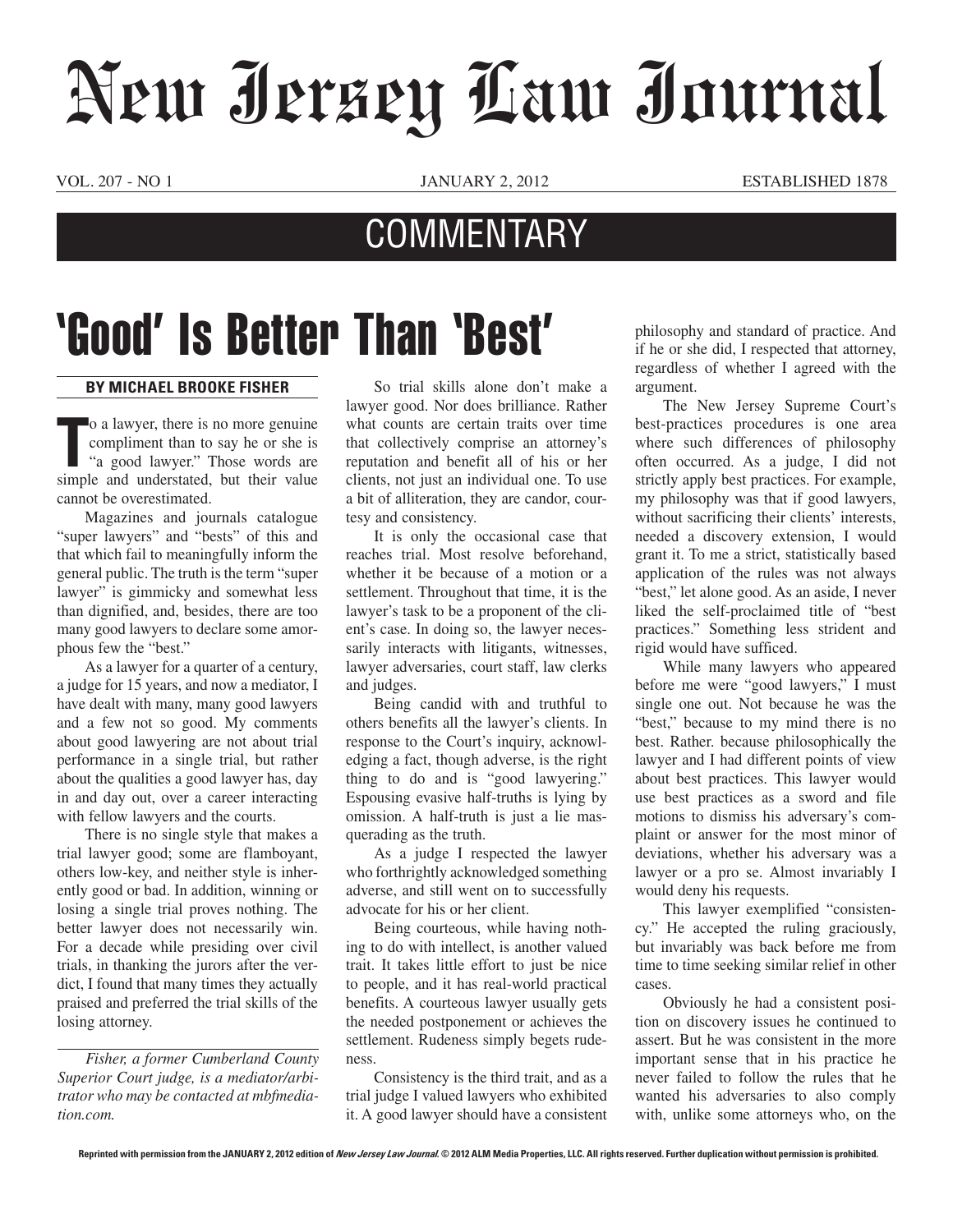# New Jersey Law Journal

# COMMENTARY

# 'Good' Is Better Than 'Best'

**BY MICHAEL BROOKE FISHER**

To a lawyer, there is no more genuine compliment than to say he or she is "a good lawyer." Those words are simple and understated, but their value cannot be overestimated.

Magazines and journals catalogue "super lawyers" and "bests" of this and that which fail to meaningfully inform the general public. The truth is the term "super lawyer" is gimmicky and somewhat less than dignified, and, besides, there are too many good lawyers to declare some amorphous few the "best."

As a lawyer for a quarter of a century, a judge for 15 years, and now a mediator, I have dealt with many, many good lawyers and a few not so good. My comments about good lawyering are not about trial performance in a single trial, but rather about the qualities a good lawyer has, day in and day out, over a career interacting with fellow lawyers and the courts.

There is no single style that makes a trial lawyer good; some are flamboyant, others low-key, and neither style is inherently good or bad. In addition, winning or losing a single trial proves nothing. The better lawyer does not necessarily win. For a decade while presiding over civil trials, in thanking the jurors after the verdict, I found that many times they actually praised and preferred the trial skills of the losing attorney.

*Fisher, a former Cumberland County Superior Court judge, is a mediator/arbitrator who may be contacted at mbfmediation.com.*

So trial skills alone don't make a lawyer good. Nor does brilliance. Rather what counts are certain traits over time that collectively comprise an attorney's reputation and benefit all of his or her clients, not just an individual one. To use a bit of alliteration, they are candor, courtesy and consistency.

It is only the occasional case that reaches trial. Most resolve beforehand, whether it be because of a motion or a settlement. Throughout that time, it is the lawyer's task to be a proponent of the client's case. In doing so, the lawyer necessarily interacts with litigants, witnesses, lawyer adversaries, court staff, law clerks and judges.

Being candid with and truthful to others benefits all the lawyer's clients. In response to the Court's inquiry, acknowledging a fact, though adverse, is the right thing to do and is "good lawyering." Espousing evasive half-truths is lying by omission. A half-truth is just a lie masquerading as the truth.

As a judge I respected the lawyer who forthrightly acknowledged something adverse, and still went on to successfully advocate for his or her client.

Being courteous, while having nothing to do with intellect, is another valued trait. It takes little effort to just be nice to people, and it has real-world practical benefits. A courteous lawyer usually gets the needed postponement or achieves the settlement. Rudeness simply begets rudeness.

Consistency is the third trait, and as a trial judge I valued lawyers who exhibited it. A good lawyer should have a consistent philosophy and standard of practice. And if he or she did, I respected that attorney, regardless of whether I agreed with the argument.

The New Jersey Supreme Court's best-practices procedures is one area where such differences of philosophy often occurred. As a judge, I did not strictly apply best practices. For example, my philosophy was that if good lawyers, without sacrificing their clients' interests, needed a discovery extension, I would grant it. To me a strict, statistically based application of the rules was not always "best," let alone good. As an aside, I never liked the self-proclaimed title of "best practices." Something less strident and rigid would have sufficed.

While many lawyers who appeared before me were "good lawyers," I must single one out. Not because he was the "best," because to my mind there is no best. Rather. because philosophically the lawyer and I had different points of view about best practices. This lawyer would use best practices as a sword and file motions to dismiss his adversary's complaint or answer for the most minor of deviations, whether his adversary was a lawyer or a pro se. Almost invariably I would deny his requests.

This lawyer exemplified "consistency." He accepted the ruling graciously, but invariably was back before me from time to time seeking similar relief in other cases.

Obviously he had a consistent position on discovery issues he continued to assert. But he was consistent in the more important sense that in his practice he never failed to follow the rules that he wanted his adversaries to also comply with, unlike some attorneys who, on the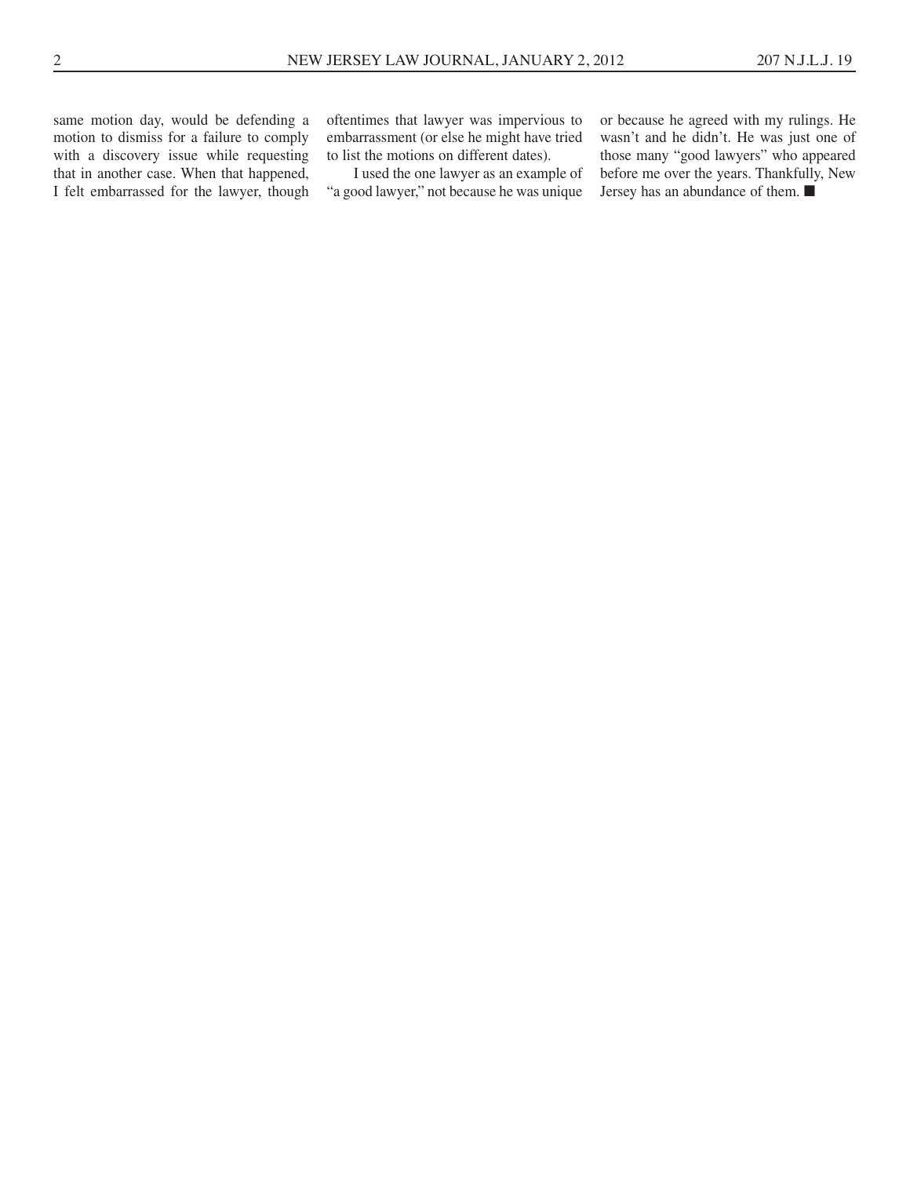same motion day, would be defending a motion to dismiss for a failure to comply with a discovery issue while requesting that in another case. When that happened, I felt embarrassed for the lawyer, though oftentimes that lawyer was impervious to embarrassment (or else he might have tried to list the motions on different dates).

I used the one lawyer as an example of "a good lawyer," not because he was unique or because he agreed with my rulings. He wasn't and he didn't. He was just one of those many "good lawyers" who appeared before me over the years. Thankfully, New Jersey has an abundance of them. ■